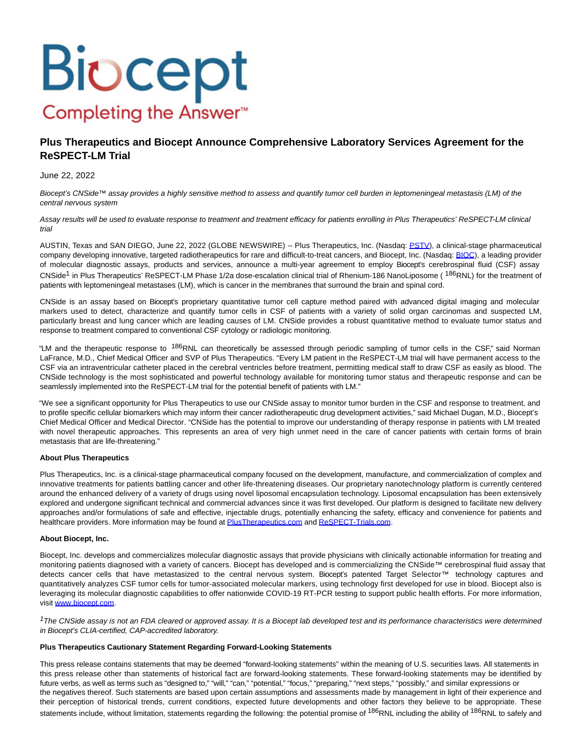# Plus Therapeutics and Biocept Announce Comprehensive Laboratory Services Agreement for the ReSPECT-LM Trial

June 22, 2022

*Biocept's CNSide™ assay provides a highly sensitive method to assess and quantify tumor cell burden in leptomeningeal metastasis (LM) of the central nervous system*

*Assay results will be used to evaluate response to treatment and treatment efficacy for patients enrolling in Plus Therapeutics' ReSPECT-LM clinical trial*

AUSTIN, Texas and SAN DIEGO, June 22, 2022 (GLOBE NEWSWIRE) -- Plus Therapeutics, Inc. (Nasdaq: PSTV), a clinical-stage pharmaceutical company developing innovative, targeted radiotherapeutics for rare and difficult-to-treat cancers, and Biocept, Inc. (Nasdaq: BIOC), a leading provider of molecular diagnostic assays, products and services, announce a multi-year agreement to employ Biocept's cerebrospinal fluid (CSF) assay CNSide[1] in Plus Therapeutics' ReSPECT-LM Phase 1/2a dose-escalation clinical trial of Rhenium-186 NanoLiposome ( $^{186}$RNL) for the treatment of patients with leptomeningeal metastases (LM), which is cancer in the membranes that surround the brain and spinal cord.

CNSide is an assay based on Biocept's proprietary quantitative tumor cell capture method paired with advanced digital imaging and molecular markers used to detect, characterize and quantify tumor cells in CSF of patients with a variety of solid organ carcinomas and suspected LM, particularly breast and lung cancer which are leading causes of LM. CNSide provides a robust quantitative method to evaluate tumor status and response to treatment compared to conventional CSF cytology or radiologic monitoring.

"LM and the therapeutic response to $^{186}$RNL can theoretically be assessed through periodic sampling of tumor cells in the CSF," said Norman LaFrance, M.D., Chief Medical Officer and SVP of Plus Therapeutics. "Every LM patient in the ReSPECT-LM trial will have permanent access to the CSF via an intraventricular catheter placed in the cerebral ventricles before treatment, permitting medical staff to draw CSF as easily as blood. The CNSide technology is the most sophisticated and powerful technology available for monitoring tumor status and therapeutic response and can be seamlessly implemented into the ReSPECT-LM trial for the potential benefit of patients with LM."

"We see a significant opportunity for Plus Therapeutics to use our CNSide assay to monitor tumor burden in the CSF and response to treatment, and to profile specific cellular biomarkers which may inform their cancer radiotherapeutic drug development activities," said Michael Dugan, M.D., Biocept's Chief Medical Officer and Medical Director. "CNSide has the potential to improve our understanding of therapy response in patients with LM treated with novel therapeutic approaches. This represents an area of very high unmet need in the care of cancer patients with certain forms of brain metastasis that are life-threatening."

**About Plus Therapeutics**

Plus Therapeutics, Inc. is a clinical-stage pharmaceutical company focused on the development, manufacture, and commercialization of complex and innovative treatments for patients battling cancer and other life-threatening diseases. Our proprietary nanotechnology platform is currently centered around the enhanced delivery of a variety of drugs using novel liposomal encapsulation technology. Liposomal encapsulation has been extensively explored and undergone significant technical and commercial advances since it was first developed. Our platform is designed to facilitate new delivery approaches and/or formulations of safe and effective, injectable drugs, potentially enhancing the safety, efficacy and convenience for patients and healthcare providers. More information may be found at PlusTherapeutics.com and ReSPECT-Trials.com.

**About Biocept, Inc.**

Biocept, Inc. develops and commercializes molecular diagnostic assays that provide physicians with clinically actionable information for treating and monitoring patients diagnosed with a variety of cancers. Biocept has developed and is commercializing the CNSide™ cerebrospinal fluid assay that detects cancer cells that have metastasized to the central nervous system. Biocept's patented Target Selector™ technology captures and quantitatively analyzes CSF tumor cells for tumor-associated molecular markers, using technology first developed for use in blood. Biocept also is leveraging its molecular diagnostic capabilities to offer nationwide COVID-19 RT-PCR testing to support public health efforts. For more information, visit www.biocept.com.

[1]*The CNSide assay is not an FDA cleared or approved assay. It is a Biocept lab developed test and its performance characteristics were determined in Biocept's CLIA-certified, CAP-accredited laboratory.*

**Plus Therapeutics Cautionary Statement Regarding Forward-Looking Statements**

This press release contains statements that may be deemed "forward-looking statements" within the meaning of U.S. securities laws. All statements in this press release other than statements of historical fact are forward-looking statements. These forward-looking statements may be identified by future verbs, as well as terms such as "designed to," "will," "can," "potential," "focus," "preparing," "next steps," "possibly," and similar expressions or the negatives thereof. Such statements are based upon certain assumptions and assessments made by management in light of their experience and their perception of historical trends, current conditions, expected future developments and other factors they believe to be appropriate. These statements include, without limitation, statements regarding the following: the potential promise of $^{186}$RNL including the ability of $^{186}$RNL to safely and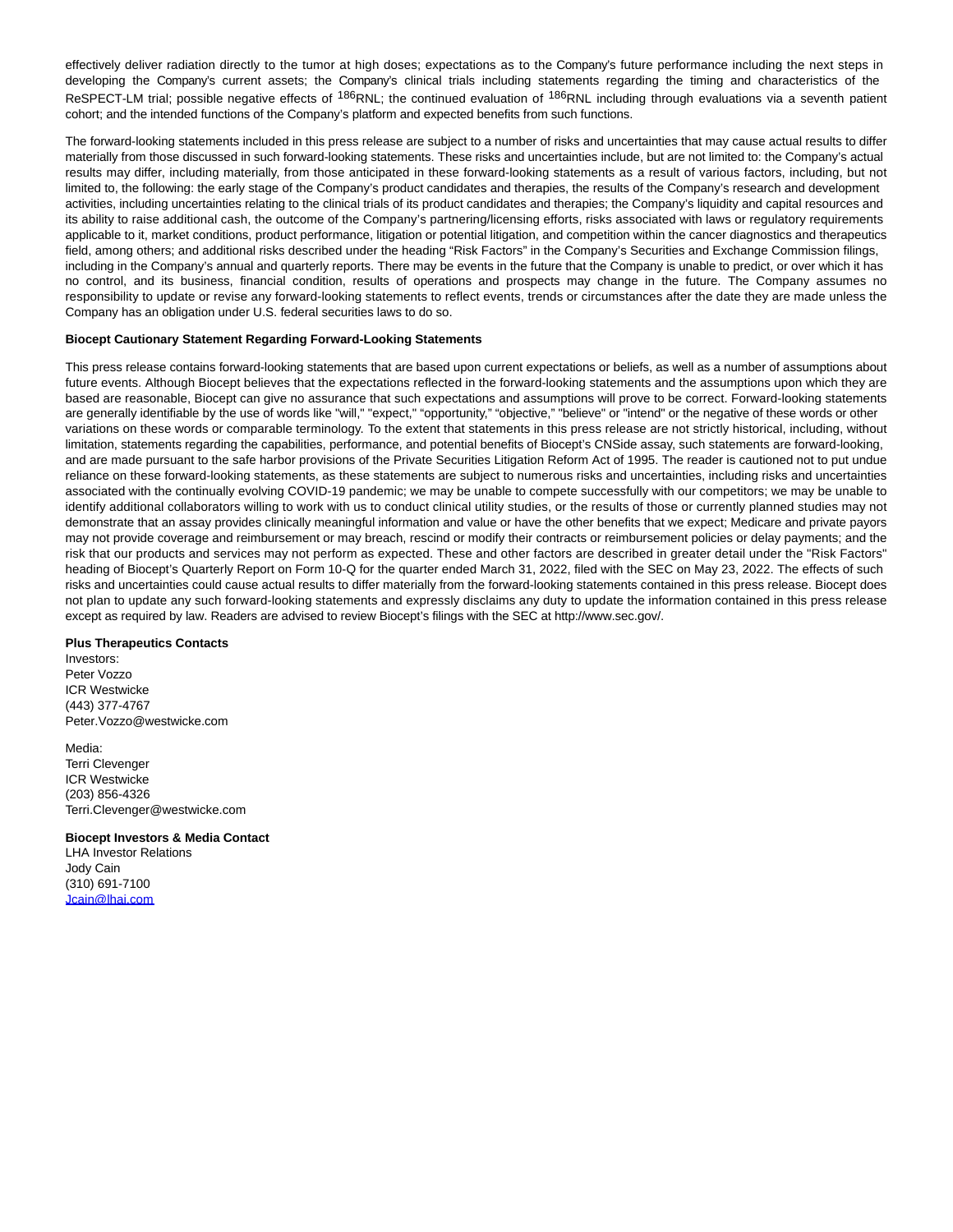effectively deliver radiation directly to the tumor at high doses; expectations as to the Company's future performance including the next steps in developing the Company's current assets; the Company's clinical trials including statements regarding the timing and characteristics of the ReSPECT-LM trial; possible negative effects of $^{186}$RNL; the continued evaluation of $^{186}$RNL including through evaluations via a seventh patient cohort; and the intended functions of the Company's platform and expected benefits from such functions.

The forward-looking statements included in this press release are subject to a number of risks and uncertainties that may cause actual results to differ materially from those discussed in such forward-looking statements. These risks and uncertainties include, but are not limited to: the Company's actual results may differ, including materially, from those anticipated in these forward-looking statements as a result of various factors, including, but not limited to, the following: the early stage of the Company's product candidates and therapies, the results of the Company's research and development activities, including uncertainties relating to the clinical trials of its product candidates and therapies; the Company's liquidity and capital resources and its ability to raise additional cash, the outcome of the Company's partnering/licensing efforts, risks associated with laws or regulatory requirements applicable to it, market conditions, product performance, litigation or potential litigation, and competition within the cancer diagnostics and therapeutics field, among others; and additional risks described under the heading "Risk Factors" in the Company's Securities and Exchange Commission filings, including in the Company's annual and quarterly reports. There may be events in the future that the Company is unable to predict, or over which it has no control, and its business, financial condition, results of operations and prospects may change in the future. The Company assumes no responsibility to update or revise any forward-looking statements to reflect events, trends or circumstances after the date they are made unless the Company has an obligation under U.S. federal securities laws to do so.

**Biocept Cautionary Statement Regarding Forward-Looking Statements**

This press release contains forward-looking statements that are based upon current expectations or beliefs, as well as a number of assumptions about future events. Although Biocept believes that the expectations reflected in the forward-looking statements and the assumptions upon which they are based are reasonable, Biocept can give no assurance that such expectations and assumptions will prove to be correct. Forward-looking statements are generally identifiable by the use of words like "will," "expect," "opportunity," "objective," "believe" or "intend" or the negative of these words or other variations on these words or comparable terminology. To the extent that statements in this press release are not strictly historical, including, without limitation, statements regarding the capabilities, performance, and potential benefits of Biocept's CNSide assay, such statements are forward-looking, and are made pursuant to the safe harbor provisions of the Private Securities Litigation Reform Act of 1995. The reader is cautioned not to put undue reliance on these forward-looking statements, as these statements are subject to numerous risks and uncertainties, including risks and uncertainties associated with the continually evolving COVID-19 pandemic; we may be unable to compete successfully with our competitors; we may be unable to identify additional collaborators willing to work with us to conduct clinical utility studies, or the results of those or currently planned studies may not demonstrate that an assay provides clinically meaningful information and value or have the other benefits that we expect; Medicare and private payors may not provide coverage and reimbursement or may breach, rescind or modify their contracts or reimbursement policies or delay payments; and the risk that our products and services may not perform as expected. These and other factors are described in greater detail under the "Risk Factors" heading of Biocept's Quarterly Report on Form 10-Q for the quarter ended March 31, 2022, filed with the SEC on May 23, 2022. The effects of such risks and uncertainties could cause actual results to differ materially from the forward-looking statements contained in this press release. Biocept does not plan to update any such forward-looking statements and expressly disclaims any duty to update the information contained in this press release except as required by law. Readers are advised to review Biocept's filings with the SEC at http://www.sec.gov/.

**Plus Therapeutics Contacts**
Investors:
Peter Vozzo
ICR Westwicke
(443) 377-4767
Peter.Vozzo@westwicke.com

Media:
Terri Clevenger
ICR Westwicke
(203) 856-4326
Terri.Clevenger@westwicke.com

**Biocept Investors & Media Contact**
LHA Investor Relations
Jody Cain
(310) 691-7100
Jcain@lhai.com